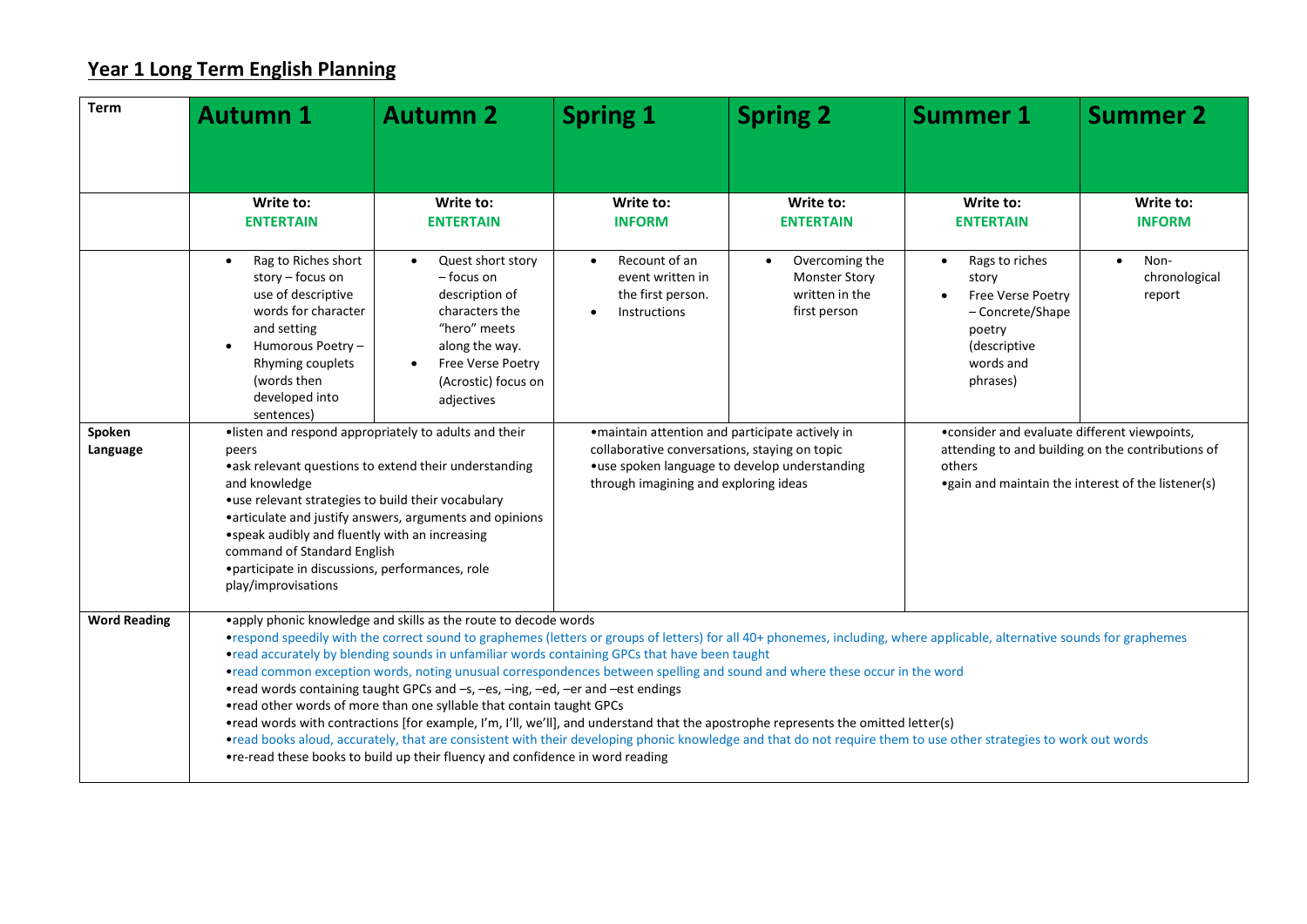## Year 1 Long Term English Planning

| Term | Autumn 1 | Autumn 2 | Spring 1 | Spring 2 | Summer 1 | Summer 2 |
|---|---|---|---|---|---|---|
| | **Write to: ENTERTAIN** | **Write to: ENTERTAIN** | **Write to: INFORM** | **Write to: ENTERTAIN** | **Write to: ENTERTAIN** | **Write to: INFORM** |
| | • Rag to Riches short story – focus on use of descriptive words for character and setting<br>• Humorous Poetry – Rhyming couplets (words then developed into sentences) | • Quest short story – focus on description of characters the "hero" meets along the way.<br>• Free Verse Poetry (Acrostic) focus on adjectives | • Recount of an event written in the first person.<br>• Instructions | • Overcoming the Monster Story written in the first person | • Rags to riches story<br>• Free Verse Poetry – Concrete/Shape poetry (descriptive words and phrases) | • Non-chronological report |
| **Spoken Language** | •listen and respond appropriately to adults and their peers<br>•ask relevant questions to extend their understanding and knowledge<br>•use relevant strategies to build their vocabulary<br>•articulate and justify answers, arguments and opinions<br>•speak audibly and fluently with an increasing command of Standard English<br>•participate in discussions, performances, role play/improvisations | | •maintain attention and participate actively in collaborative conversations, staying on topic<br>•use spoken language to develop understanding through imagining and exploring ideas | | •consider and evaluate different viewpoints, attending to and building on the contributions of others<br>•gain and maintain the interest of the listener(s) | |
| **Word Reading** | •apply phonic knowledge and skills as the route to decode words<br>•respond speedily with the correct sound to graphemes (letters or groups of letters) for all 40+ phonemes, including, where applicable, alternative sounds for graphemes<br>•read accurately by blending sounds in unfamiliar words containing GPCs that have been taught<br>•read common exception words, noting unusual correspondences between spelling and sound and where these occur in the word<br>•read words containing taught GPCs and –s, –es, –ing, –ed, –er and –est endings<br>•read other words of more than one syllable that contain taught GPCs<br>•read words with contractions [for example, I'm, I'll, we'll], and understand that the apostrophe represents the omitted letter(s)<br>•read books aloud, accurately, that are consistent with their developing phonic knowledge and that do not require them to use other strategies to work out words<br>•re-read these books to build up their fluency and confidence in word reading | | | | | |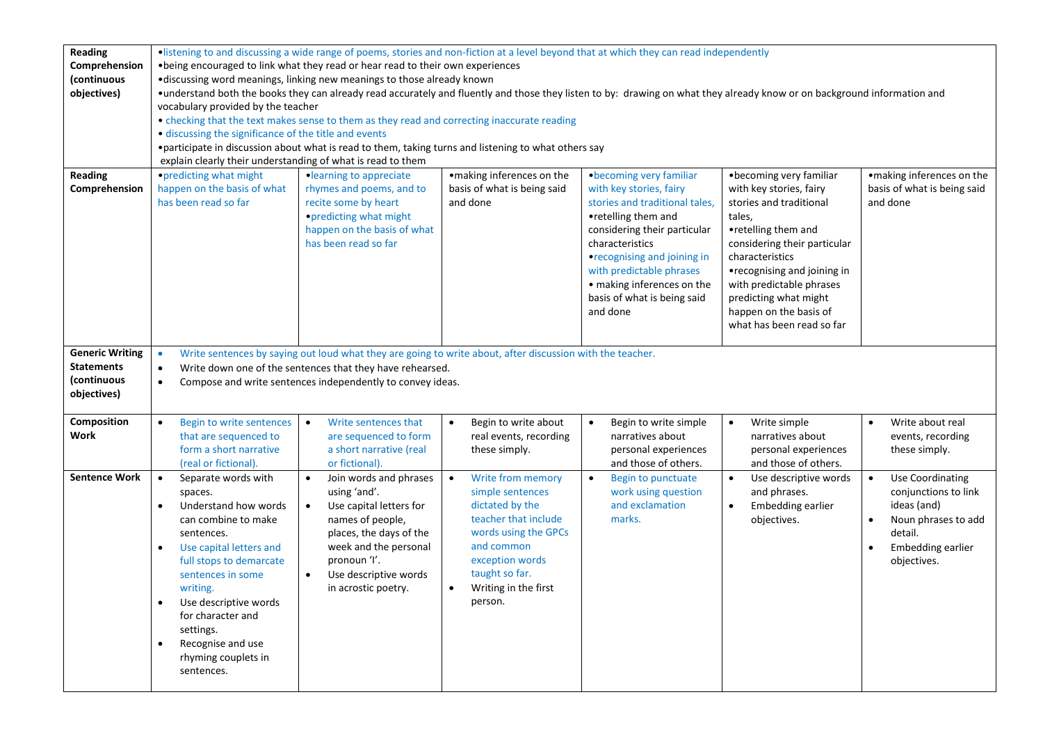| | | | | | | |
|---|---|---|---|---|---|---|
| **Reading Comprehension (continuous objectives)** | •listening to and discussing a wide range of poems, stories and non-fiction at a level beyond that at which they can read independently<br>•being encouraged to link what they read or hear read to their own experiences<br>•discussing word meanings, linking new meanings to those already known<br>•understand both the books they can already read accurately and fluently and those they listen to by: drawing on what they already know or on background information and vocabulary provided by the teacher<br>• checking that the text makes sense to them as they read and correcting inaccurate reading<br>• discussing the significance of the title and events<br>•participate in discussion about what is read to them, taking turns and listening to what others say<br>explain clearly their understanding of what is read to them | | | | | |
| **Reading Comprehension** | •predicting what might happen on the basis of what has been read so far | •learning to appreciate rhymes and poems, and to recite some by heart<br>•predicting what might happen on the basis of what has been read so far | •making inferences on the basis of what is being said and done | •becoming very familiar with key stories, fairy stories and traditional tales,<br>•retelling them and considering their particular characteristics<br>•recognising and joining in with predictable phrases<br>• making inferences on the basis of what is being said and done | •becoming very familiar with key stories, fairy stories and traditional tales,<br>•retelling them and considering their particular characteristics<br>•recognising and joining in with predictable phrases predicting what might happen on the basis of what has been read so far | •making inferences on the basis of what is being said and done |
| **Generic Writing Statements (continuous objectives)** | • Write sentences by saying out loud what they are going to write about, after discussion with the teacher.<br>• Write down one of the sentences that they have rehearsed.<br>• Compose and write sentences independently to convey ideas. | | | | | |
| **Composition Work** | • Begin to write sentences that are sequenced to form a short narrative (real or fictional). | • Write sentences that are sequenced to form a short narrative (real or fictional). | • Begin to write about real events, recording these simply. | • Begin to write simple narratives about personal experiences and those of others. | • Write simple narratives about personal experiences and those of others. | • Write about real events, recording these simply. |
| **Sentence Work** | • Separate words with spaces.<br>• Understand how words can combine to make sentences.<br>• Use capital letters and full stops to demarcate sentences in some writing.<br>• Use descriptive words for character and settings.<br>• Recognise and use rhyming couplets in sentences. | • Join words and phrases using 'and'.<br>• Use capital letters for names of people, places, the days of the week and the personal pronoun 'I'.<br>• Use descriptive words in acrostic poetry. | • Write from memory simple sentences dictated by the teacher that include words using the GPCs and common exception words taught so far.<br>• Writing in the first person. | • Begin to punctuate work using question and exclamation marks. | • Use descriptive words and phrases.<br>• Embedding earlier objectives. | • Use Coordinating conjunctions to link ideas (and)<br>• Noun phrases to add detail.<br>• Embedding earlier objectives. |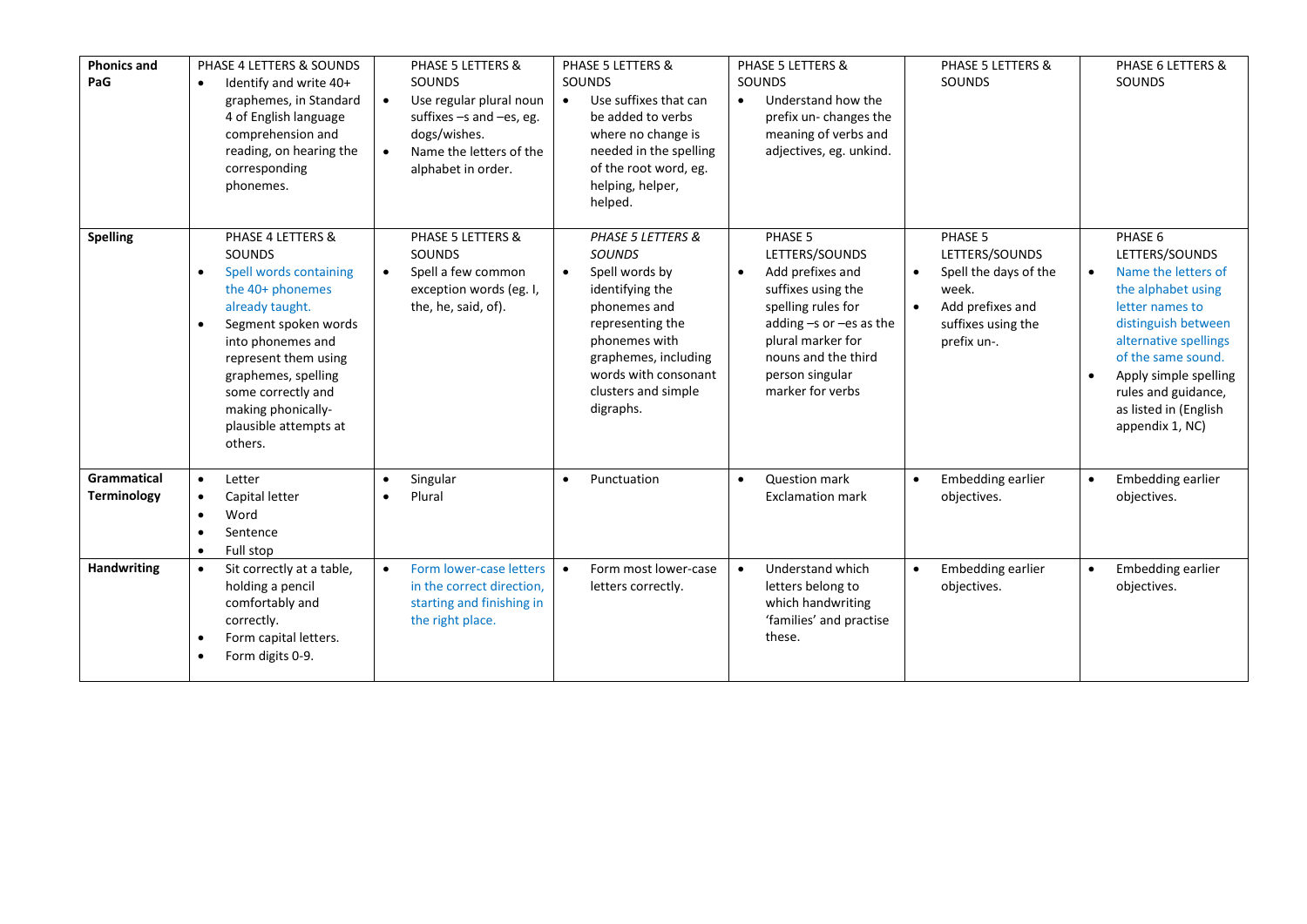| | | | | | | |
|---|---|---|---|---|---|---|
| **Phonics and PaG** | PHASE 4 LETTERS & SOUNDS<br>• Identify and write 40+ graphemes, in Standard 4 of English language comprehension and reading, on hearing the corresponding phonemes. | PHASE 5 LETTERS & SOUNDS<br>• Use regular plural noun suffixes –s and –es, eg. dogs/wishes.<br>• Name the letters of the alphabet in order. | PHASE 5 LETTERS & SOUNDS<br>• Use suffixes that can be added to verbs where no change is needed in the spelling of the root word, eg. helping, helper, helped. | PHASE 5 LETTERS & SOUNDS<br>• Understand how the prefix un- changes the meaning of verbs and adjectives, eg. unkind. | PHASE 5 LETTERS & SOUNDS | PHASE 6 LETTERS & SOUNDS |
| **Spelling** | PHASE 4 LETTERS & SOUNDS<br>• Spell words containing the 40+ phonemes already taught.<br>• Segment spoken words into phonemes and represent them using graphemes, spelling some correctly and making phonically-plausible attempts at others. | PHASE 5 LETTERS & SOUNDS<br>• Spell a few common exception words (eg. I, the, he, said, of). | *PHASE 5 LETTERS & SOUNDS*<br>• Spell words by identifying the phonemes and representing the phonemes with graphemes, including words with consonant clusters and simple digraphs. | PHASE 5 LETTERS/SOUNDS<br>• Add prefixes and suffixes using the spelling rules for adding –s or –es as the plural marker for nouns and the third person singular marker for verbs | PHASE 5 LETTERS/SOUNDS<br>• Spell the days of the week.<br>• Add prefixes and suffixes using the prefix un-. | PHASE 6 LETTERS/SOUNDS<br>• Name the letters of the alphabet using letter names to distinguish between alternative spellings of the same sound.<br>• Apply simple spelling rules and guidance, as listed in (English appendix 1, NC) |
| **Grammatical Terminology** | • Letter<br>• Capital letter<br>• Word<br>• Sentence<br>• Full stop | • Singular<br>• Plural | • Punctuation | • Question mark<br>Exclamation mark | • Embedding earlier objectives. | • Embedding earlier objectives. |
| **Handwriting** | • Sit correctly at a table, holding a pencil comfortably and correctly.<br>• Form capital letters.<br>• Form digits 0-9. | • Form lower-case letters in the correct direction, starting and finishing in the right place. | • Form most lower-case letters correctly. | • Understand which letters belong to which handwriting 'families' and practise these. | • Embedding earlier objectives. | • Embedding earlier objectives. |